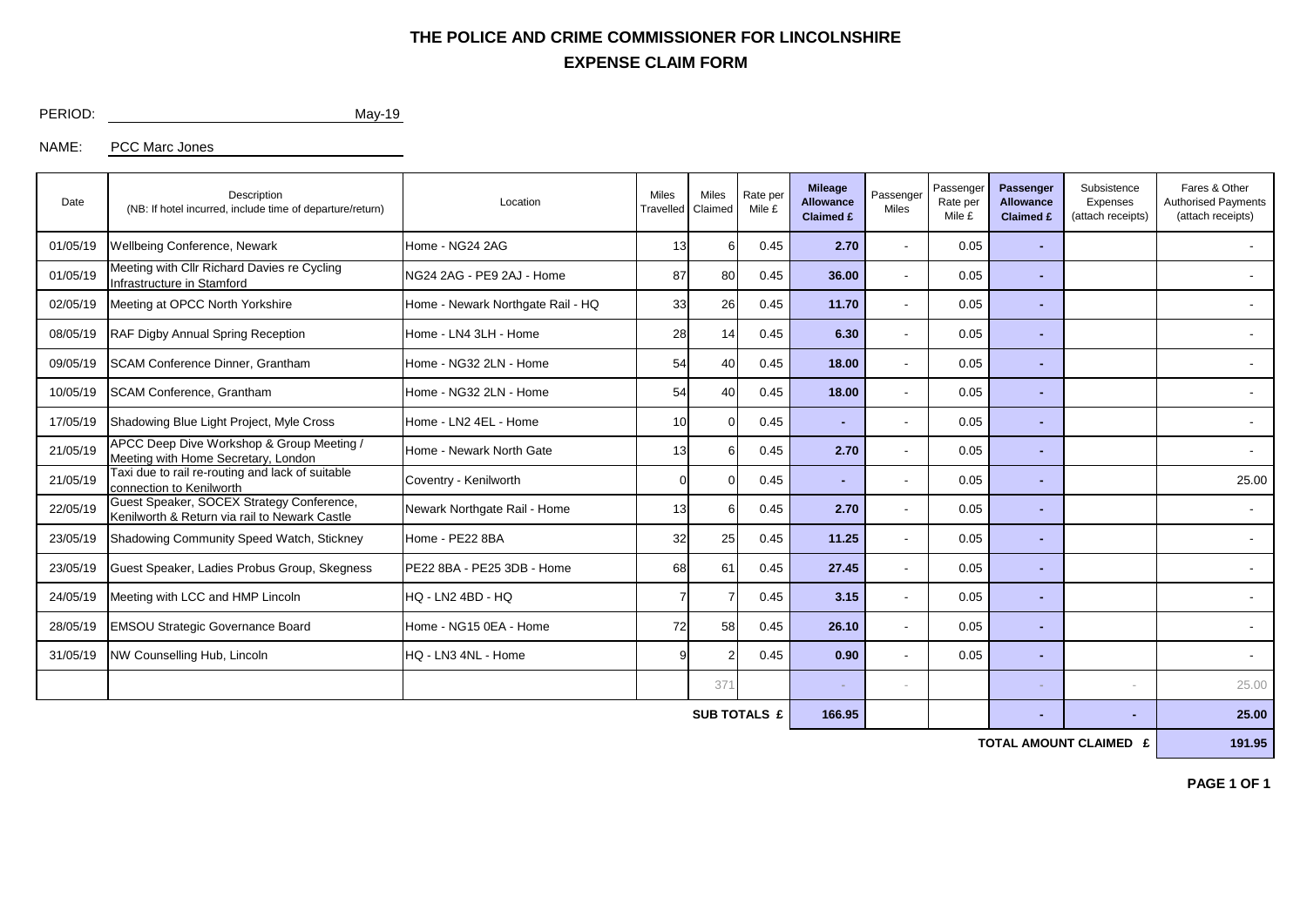# THE POLICE AND CRIME COMMISSIONER FOR LINCOLNSHIRE

## EXPENSE CLAIM FORM

PERIOD: May-19

NAME: PCC Marc Jones

| Date | Description (NB: If hotel incurred, include time of departure/return) | Location | Miles Travelled | Miles Claimed | Rate per Mile £ | **Mileage Allowance Claimed £** | Passenger Miles | Passenger Rate per Mile £ | **Passenger Allowance Claimed £** | Subsistence Expenses (attach receipts) | Fares & Other Authorised Payments (attach receipts) |
|---|---|---|---|---|---|---|---|---|---|---|---|
| 01/05/19 | Wellbeing Conference, Newark | Home - NG24 2AG | 13 | 6 | 0.45 | **2.70** | - | 0.05 | **-** | | - |
| 01/05/19 | Meeting with Cllr Richard Davies re Cycling Infrastructure in Stamford | NG24 2AG - PE9 2AJ - Home | 87 | 80 | 0.45 | **36.00** | - | 0.05 | **-** | | - |
| 02/05/19 | Meeting at OPCC North Yorkshire | Home - Newark Northgate Rail - HQ | 33 | 26 | 0.45 | **11.70** | - | 0.05 | **-** | | - |
| 08/05/19 | RAF Digby Annual Spring Reception | Home - LN4 3LH - Home | 28 | 14 | 0.45 | **6.30** | - | 0.05 | **-** | | - |
| 09/05/19 | SCAM Conference Dinner, Grantham | Home - NG32 2LN - Home | 54 | 40 | 0.45 | **18.00** | - | 0.05 | **-** | | - |
| 10/05/19 | SCAM Conference, Grantham | Home - NG32 2LN - Home | 54 | 40 | 0.45 | **18.00** | - | 0.05 | **-** | | - |
| 17/05/19 | Shadowing Blue Light Project, Myle Cross | Home - LN2 4EL - Home | 10 | 0 | 0.45 | **-** | - | 0.05 | **-** | | - |
| 21/05/19 | APCC Deep Dive Workshop & Group Meeting / Meeting with Home Secretary, London | Home - Newark North Gate | 13 | 6 | 0.45 | **2.70** | - | 0.05 | **-** | | - |
| 21/05/19 | Taxi due to rail re-routing and lack of suitable connection to Kenilworth | Coventry - Kenilworth | 0 | 0 | 0.45 | **-** | - | 0.05 | **-** | | 25.00 |
| 22/05/19 | Guest Speaker, SOCEX Strategy Conference, Kenilworth & Return via rail to Newark Castle | Newark Northgate Rail - Home | 13 | 6 | 0.45 | **2.70** | - | 0.05 | **-** | | - |
| 23/05/19 | Shadowing Community Speed Watch, Stickney | Home - PE22 8BA | 32 | 25 | 0.45 | **11.25** | - | 0.05 | **-** | | - |
| 23/05/19 | Guest Speaker, Ladies Probus Group, Skegness | PE22 8BA - PE25 3DB - Home | 68 | 61 | 0.45 | **27.45** | - | 0.05 | **-** | | - |
| 24/05/19 | Meeting with LCC and HMP Lincoln | HQ - LN2 4BD - HQ | 7 | 7 | 0.45 | **3.15** | - | 0.05 | **-** | | - |
| 28/05/19 | EMSOU Strategic Governance Board | Home - NG15 0EA - Home | 72 | 58 | 0.45 | **26.10** | - | 0.05 | **-** | | - |
| 31/05/19 | NW Counselling Hub, Lincoln | HQ - LN3 4NL - Home | 9 | 2 | 0.45 | **0.90** | - | 0.05 | **-** | | - |
| | | | | 371 | | - | - | | - | - | 25.00 |
| | | | | | **SUB TOTALS £** | **166.95** | | | **-** | **-** | **25.00** |
| | | | | | | | | | | **TOTAL AMOUNT CLAIMED £** | **191.95** |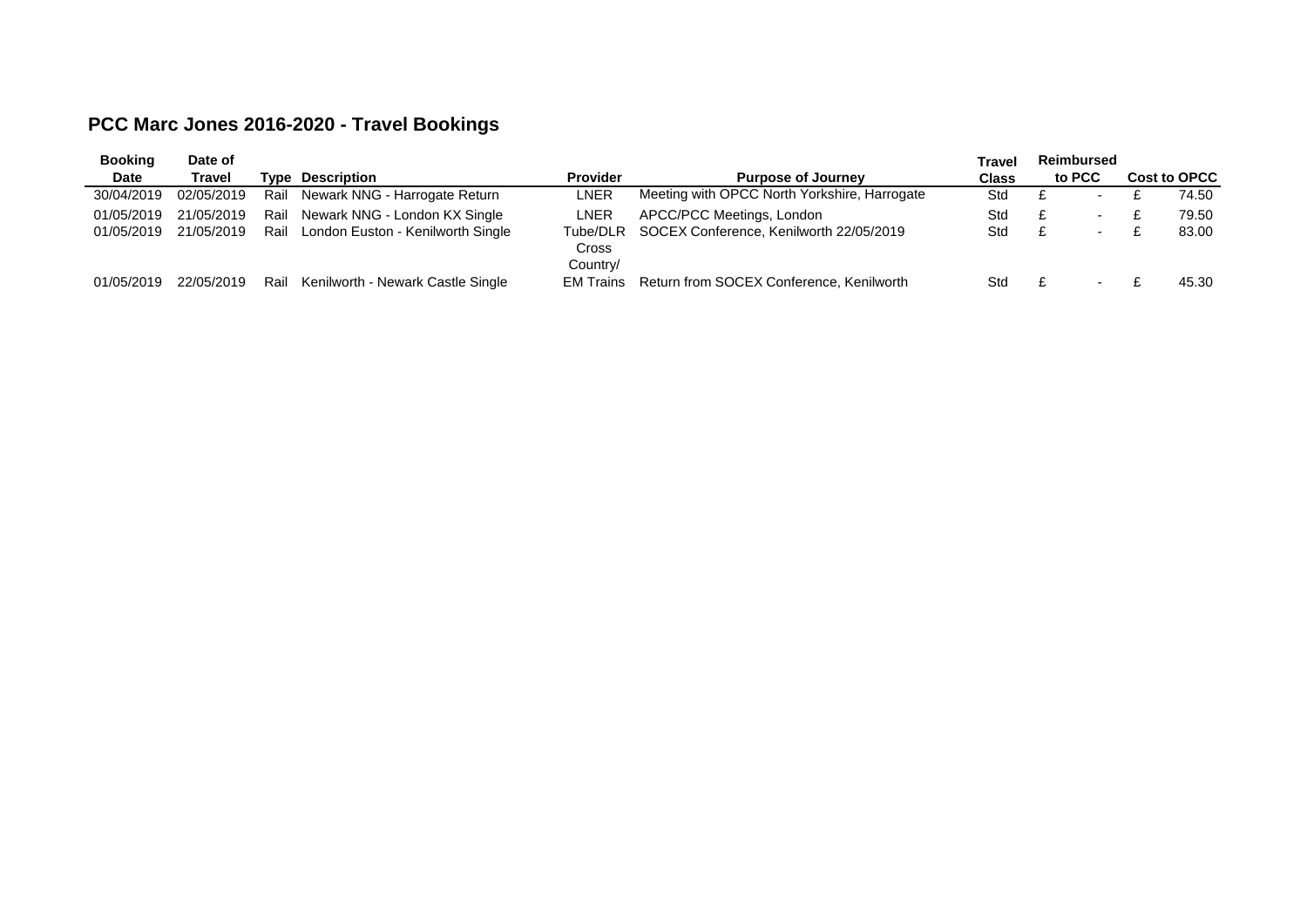## PCC Marc Jones 2016-2020 - Travel Bookings

| Booking Date | Date of Travel | Type | Description | Provider | Purpose of Journey | Travel Class | Reimbursed to PCC | Cost to OPCC |
|---|---|---|---|---|---|---|---|---|
| 30/04/2019 | 02/05/2019 | Rail | Newark NNG - Harrogate Return | LNER | Meeting with OPCC North Yorkshire, Harrogate | Std | £ - | £ 74.50 |
| 01/05/2019 | 21/05/2019 | Rail | Newark NNG - London KX Single | LNER | APCC/PCC Meetings, London | Std | £ - | £ 79.50 |
| 01/05/2019 | 21/05/2019 | Rail | London Euston - Kenilworth Single | Tube/DLR | SOCEX Conference, Kenilworth 22/05/2019 | Std | £ - | £ 83.00 |
| 01/05/2019 | 22/05/2019 | Rail | Kenilworth - Newark Castle Single | Cross Country/ EM Trains | Return from SOCEX Conference, Kenilworth | Std | £ - | £ 45.30 |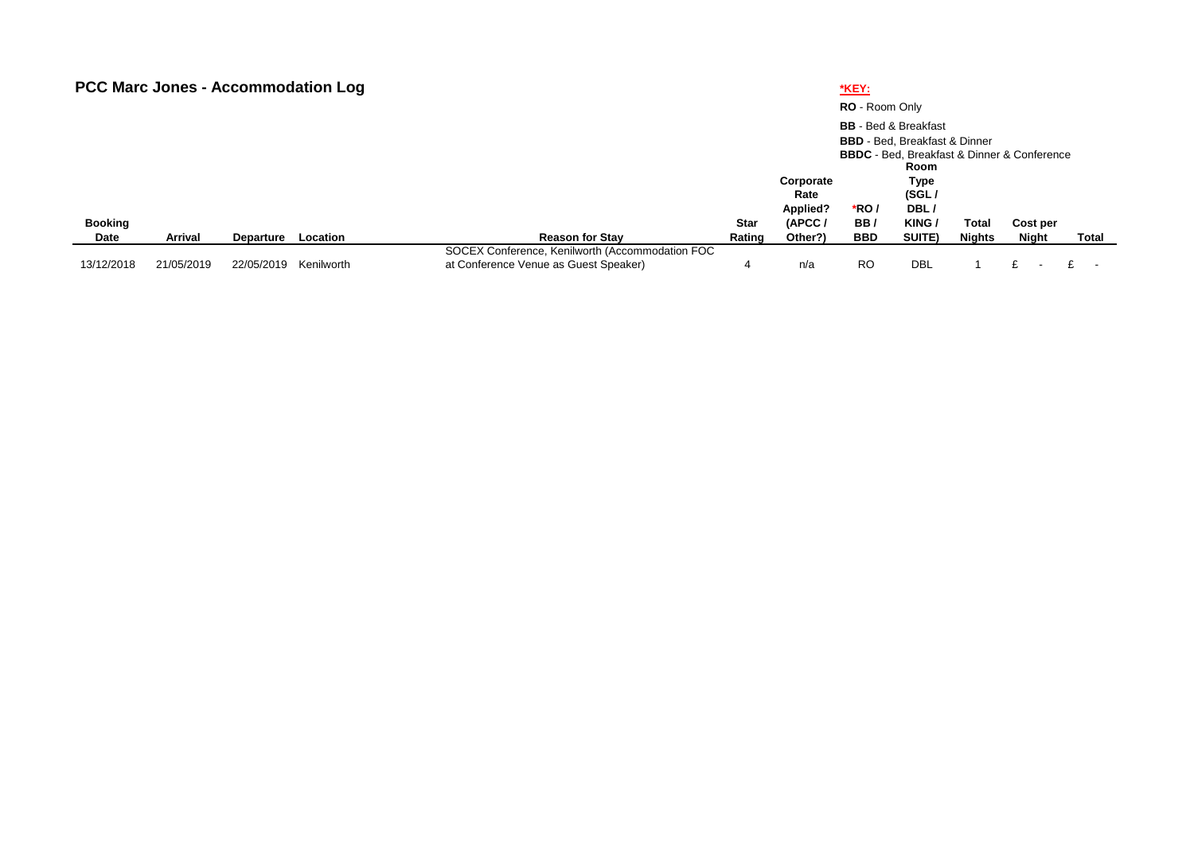# PCC Marc Jones - Accommodation Log

**\*KEY:**

**RO** - Room Only

**BB** - Bed & Breakfast

**BBD** - Bed, Breakfast & Dinner

**BBDC** - Bed, Breakfast & Dinner & Conference

| Booking Date | Arrival | Departure | Location | Reason for Stay | Star Rating | Corporate Rate Applied? (APCC / Other?) | *RO / BB / BBD | Room Type (SGL / DBL / KING / SUITE) | Total Nights | Cost per Night | Total |
|---|---|---|---|---|---|---|---|---|---|---|---|
| 13/12/2018 | 21/05/2019 | 22/05/2019 | Kenilworth | SOCEX Conference, Kenilworth (Accommodation FOC at Conference Venue as Guest Speaker) | 4 | n/a | RO | DBL | 1 | £ - | £ - |